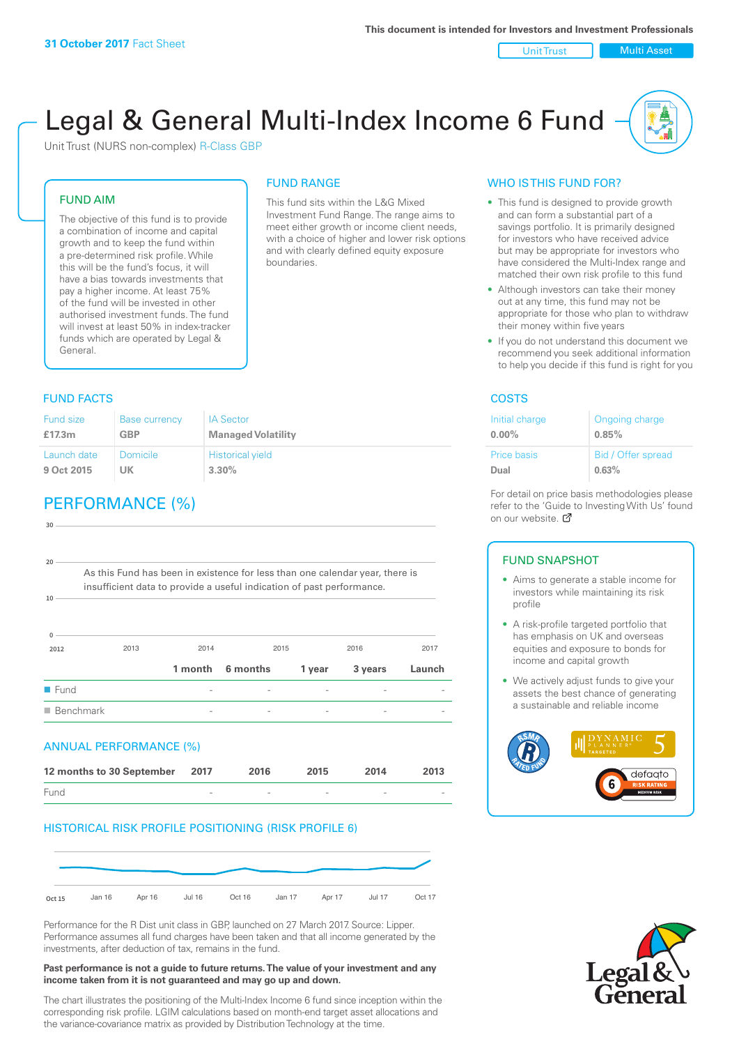31 October 2017 Fact Sheet

This document is intended for Investors and Investment Professionals

Unit Trust | Multi Asset

# Legal & General Multi-Index Income 6 Fund

Unit Trust (NURS non-complex) R-Class GBP

## FUND AIM

The objective of this fund is to provide a combination of income and capital growth and to keep the fund within a pre-determined risk profile. While this will be the fund's focus, it will have a bias towards investments that pay a higher income. At least 75% of the fund will be invested in other authorised investment funds. The fund will invest at least 50% in index-tracker funds which are operated by Legal & General.

## FUND RANGE

This fund sits within the L&G Mixed Investment Fund Range. The range aims to meet either growth or income client needs, with a choice of higher and lower risk options and with clearly defined equity exposure boundaries.

## WHO IS THIS FUND FOR?

- This fund is designed to provide growth and can form a substantial part of a savings portfolio. It is primarily designed for investors who have received advice but may be appropriate for investors who have considered the Multi-Index range and matched their own risk profile to this fund
- Although investors can take their money out at any time, this fund may not be appropriate for those who plan to withdraw their money within five years
- If you do not understand this document we recommend you seek additional information to help you decide if this fund is right for you

## FUND FACTS

| Fund size | Base currency | IA Sector |
|---|---|---|
| £17.3m | GBP | Managed Volatility |
| **Launch date** | **Domicile** | **Historical yield** |
| 9 Oct 2015 | UK | 3.30% |

## COSTS

| Initial charge | Ongoing charge |
|---|---|
| 0.00% | 0.85% |
| **Price basis** | **Bid / Offer spread** |
| Dual | 0.63% |

For detail on price basis methodologies please refer to the 'Guide to Investing With Us' found on our website.

## PERFORMANCE (%)

30
20
10
0
2012 2013 2014 2015 2016 2017

As this Fund has been in existence for less than one calendar year, there is insufficient data to provide a useful indication of past performance.

| | 1 month | 6 months | 1 year | 3 years | Launch |
|---|---|---|---|---|---|
| Fund | - | - | - | - | - |
| Benchmark | - | - | - | - | - |

## ANNUAL PERFORMANCE (%)

| 12 months to 30 September | 2017 | 2016 | 2015 | 2014 | 2013 |
|---|---|---|---|---|---|
| Fund | - | - | - | - | - |

## HISTORICAL RISK PROFILE POSITIONING (RISK PROFILE 6)

Oct 15 Jan 16 Apr 16 Jul 16 Oct 16 Jan 17 Apr 17 Jul 17 Oct 17

Performance for the R Dist unit class in GBP, launched on 27 March 2017. Source: Lipper. Performance assumes all fund charges have been taken and that all income generated by the investments, after deduction of tax, remains in the fund.

**Past performance is not a guide to future returns. The value of your investment and any income taken from it is not guaranteed and may go up and down.**

The chart illustrates the positioning of the Multi-Index Income 6 fund since inception within the corresponding risk profile. LGIM calculations based on month-end target asset allocations and the variance-covariance matrix as provided by Distribution Technology at the time.

## FUND SNAPSHOT

- Aims to generate a stable income for investors while maintaining its risk profile
- A risk-profile targeted portfolio that has emphasis on UK and overseas equities and exposure to bonds for income and capital growth
- We actively adjust funds to give your assets the best chance of generating a sustainable and reliable income

RSMR RATED FUND

DYNAMIC PLANNER TARGETED 5

6 defaqto RISK RATING MEDIUM RISK

Legal & General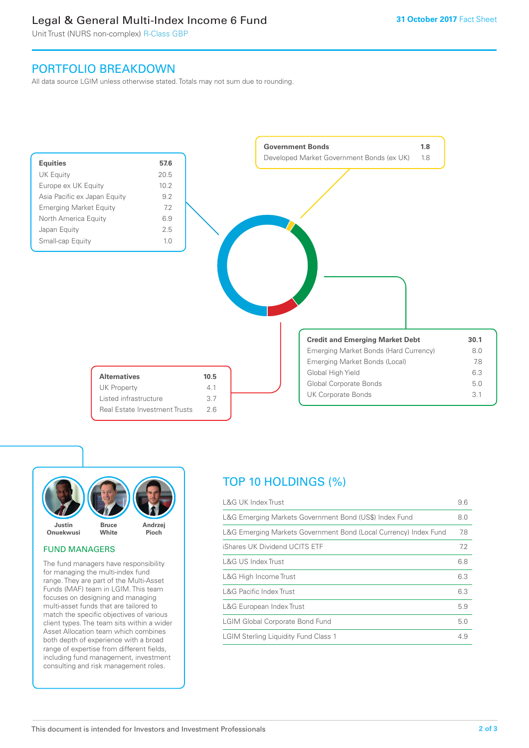## PORTFOLIO BREAKDOWN

All data source LGIM unless otherwise stated. Totals may not sum due to rounding.

| **Equities** | **57.6** |
|---|---|
| UK Equity | 20.5 |
| Europe ex UK Equity | 10.2 |
| Asia Pacific ex Japan Equity | 9.2 |
| Emerging Market Equity | 7.2 |
| North America Equity | 6.9 |
| Japan Equity | 2.5 |
| Small-cap Equity | 1.0 |

| **Government Bonds** | **1.8** |
|---|---|
| Developed Market Government Bonds (ex UK) | 1.8 |

| **Credit and Emerging Market Debt** | **30.1** |
|---|---|
| Emerging Market Bonds (Hard Currency) | 8.0 |
| Emerging Market Bonds (Local) | 7.8 |
| Global High Yield | 6.3 |
| Global Corporate Bonds | 5.0 |
| UK Corporate Bonds | 3.1 |

| **Alternatives** | **10.5** |
|---|---|
| UK Property | 4.1 |
| Listed infrastructure | 3.7 |
| Real Estate Investment Trusts | 2.6 |

Justin Onuekwusi
Bruce White
Andrzej Pioch

### FUND MANAGERS

The fund managers have responsibility for managing the multi-index fund range. They are part of the Multi-Asset Funds (MAF) team in LGIM. This team focuses on designing and managing multi-asset funds that are tailored to match the specific objectives of various client types. The team sits within a wider Asset Allocation team which combines both depth of experience with a broad range of expertise from different fields, including fund management, investment consulting and risk management roles.

## TOP 10 HOLDINGS (%)

| | |
|---|---|
| L&G UK Index Trust | 9.6 |
| L&G Emerging Markets Government Bond (US$) Index Fund | 8.0 |
| L&G Emerging Markets Government Bond (Local Currency) Index Fund | 7.8 |
| iShares UK Dividend UCITS ETF | 7.2 |
| L&G US Index Trust | 6.8 |
| L&G High Income Trust | 6.3 |
| L&G Pacific Index Trust | 6.3 |
| L&G European Index Trust | 5.9 |
| LGIM Global Corporate Bond Fund | 5.0 |
| LGIM Sterling Liquidity Fund Class 1 | 4.9 |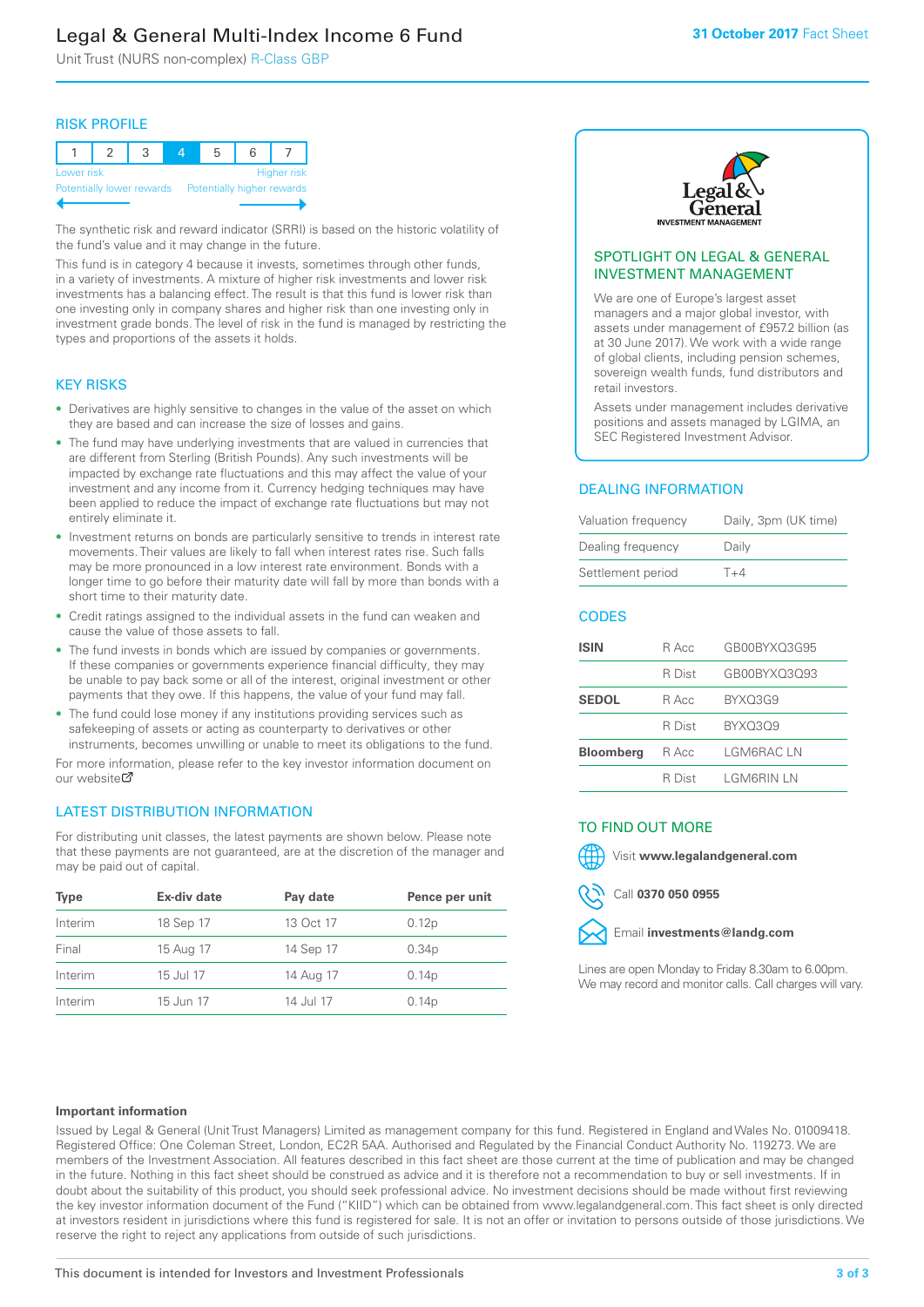# Legal & General Multi-Index Income 6 Fund

Unit Trust (NURS non-complex) R-Class GBP

**31 October 2017** Fact Sheet

## RISK PROFILE

| 1 | 2 | 3 | 4 | 5 | 6 | 7 |
|---|---|---|---|---|---|---|

Lower risk — Higher risk

Potentially lower rewards — Potentially higher rewards

The synthetic risk and reward indicator (SRRI) is based on the historic volatility of the fund's value and it may change in the future.

This fund is in category 4 because it invests, sometimes through other funds, in a variety of investments. A mixture of higher risk investments and lower risk investments has a balancing effect. The result is that this fund is lower risk than one investing only in company shares and higher risk than one investing only in investment grade bonds. The level of risk in the fund is managed by restricting the types and proportions of the assets it holds.

## KEY RISKS

- Derivatives are highly sensitive to changes in the value of the asset on which they are based and can increase the size of losses and gains.
- The fund may have underlying investments that are valued in currencies that are different from Sterling (British Pounds). Any such investments will be impacted by exchange rate fluctuations and this may affect the value of your investment and any income from it. Currency hedging techniques may have been applied to reduce the impact of exchange rate fluctuations but may not entirely eliminate it.
- Investment returns on bonds are particularly sensitive to trends in interest rate movements. Their values are likely to fall when interest rates rise. Such falls may be more pronounced in a low interest rate environment. Bonds with a longer time to go before their maturity date will fall by more than bonds with a short time to their maturity date.
- Credit ratings assigned to the individual assets in the fund can weaken and cause the value of those assets to fall.
- The fund invests in bonds which are issued by companies or governments. If these companies or governments experience financial difficulty, they may be unable to pay back some or all of the interest, original investment or other payments that they owe. If this happens, the value of your fund may fall.
- The fund could lose money if any institutions providing services such as safekeeping of assets or acting as counterparty to derivatives or other instruments, becomes unwilling or unable to meet its obligations to the fund.

For more information, please refer to the key investor information document on our website

## LATEST DISTRIBUTION INFORMATION

For distributing unit classes, the latest payments are shown below. Please note that these payments are not guaranteed, are at the discretion of the manager and may be paid out of capital.

| Type | Ex-div date | Pay date | Pence per unit |
|---|---|---|---|
| Interim | 18 Sep 17 | 13 Oct 17 | 0.12p |
| Final | 15 Aug 17 | 14 Sep 17 | 0.34p |
| Interim | 15 Jul 17 | 14 Aug 17 | 0.14p |
| Interim | 15 Jun 17 | 14 Jul 17 | 0.14p |

## SPOTLIGHT ON LEGAL & GENERAL INVESTMENT MANAGEMENT

We are one of Europe's largest asset managers and a major global investor, with assets under management of £957.2 billion (as at 30 June 2017). We work with a wide range of global clients, including pension schemes, sovereign wealth funds, fund distributors and retail investors.

Assets under management includes derivative positions and assets managed by LGIMA, an SEC Registered Investment Advisor.

## DEALING INFORMATION

| | |
|---|---|
| Valuation frequency | Daily, 3pm (UK time) |
| Dealing frequency | Daily |
| Settlement period | T+4 |

## CODES

| | | |
|---|---|---|
| **ISIN** | R Acc | GB00BYXQ3G95 |
| | R Dist | GB00BYXQ3Q93 |
| **SEDOL** | R Acc | BYXQ3G9 |
| | R Dist | BYXQ3Q9 |
| **Bloomberg** | R Acc | LGM6RAC LN |
| | R Dist | LGM6RIN LN |

## TO FIND OUT MORE

Visit **www.legalandgeneral.com**

Call **0370 050 0955**

Email **investments@landg.com**

Lines are open Monday to Friday 8.30am to 6.00pm. We may record and monitor calls. Call charges will vary.

**Important information**

Issued by Legal & General (Unit Trust Managers) Limited as management company for this fund. Registered in England and Wales No. 01009418. Registered Office: One Coleman Street, London, EC2R 5AA. Authorised and Regulated by the Financial Conduct Authority No. 119273. We are members of the Investment Association. All features described in this fact sheet are those current at the time of publication and may be changed in the future. Nothing in this fact sheet should be construed as advice and it is therefore not a recommendation to buy or sell investments. If in doubt about the suitability of this product, you should seek professional advice. No investment decisions should be made without first reviewing the key investor information document of the Fund ("KIID") which can be obtained from www.legalandgeneral.com. This fact sheet is only directed at investors resident in jurisdictions where this fund is registered for sale. It is not an offer or invitation to persons outside of those jurisdictions. We reserve the right to reject any applications from outside of such jurisdictions.

This document is intended for Investors and Investment Professionals